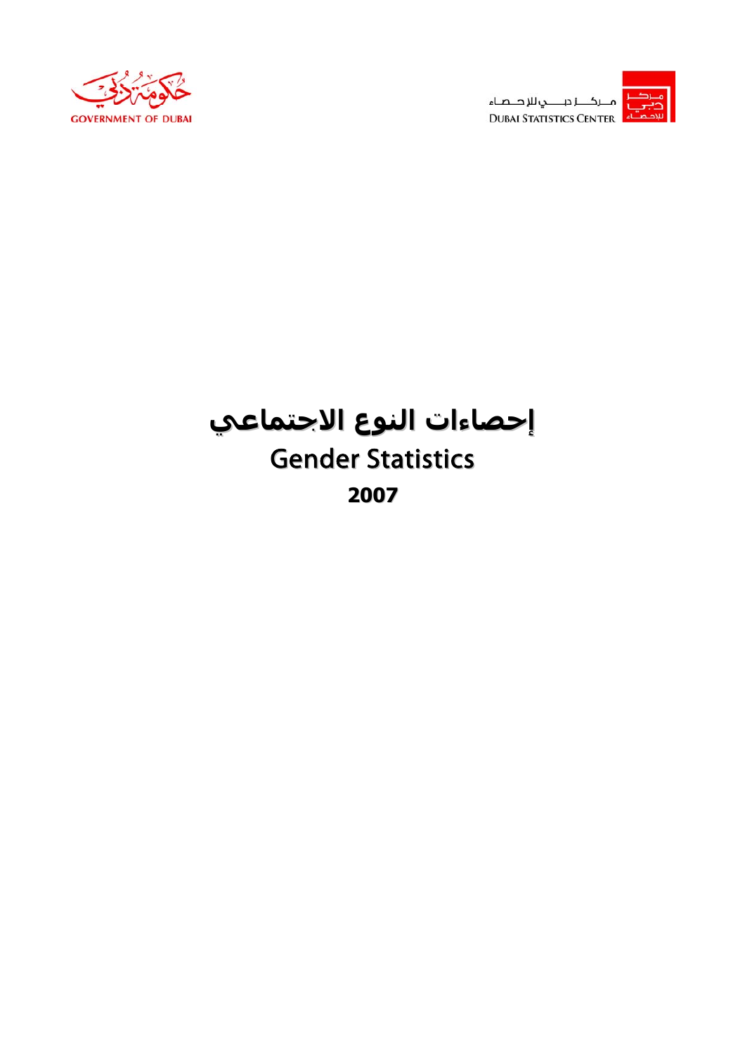حكومة دبي
GOVERNMENT OF DUBAI

مركز دبي للإحصاء
DUBAI STATISTICS CENTER

# إحصاءات النوع الاجتماعي
# Gender Statistics
## 2007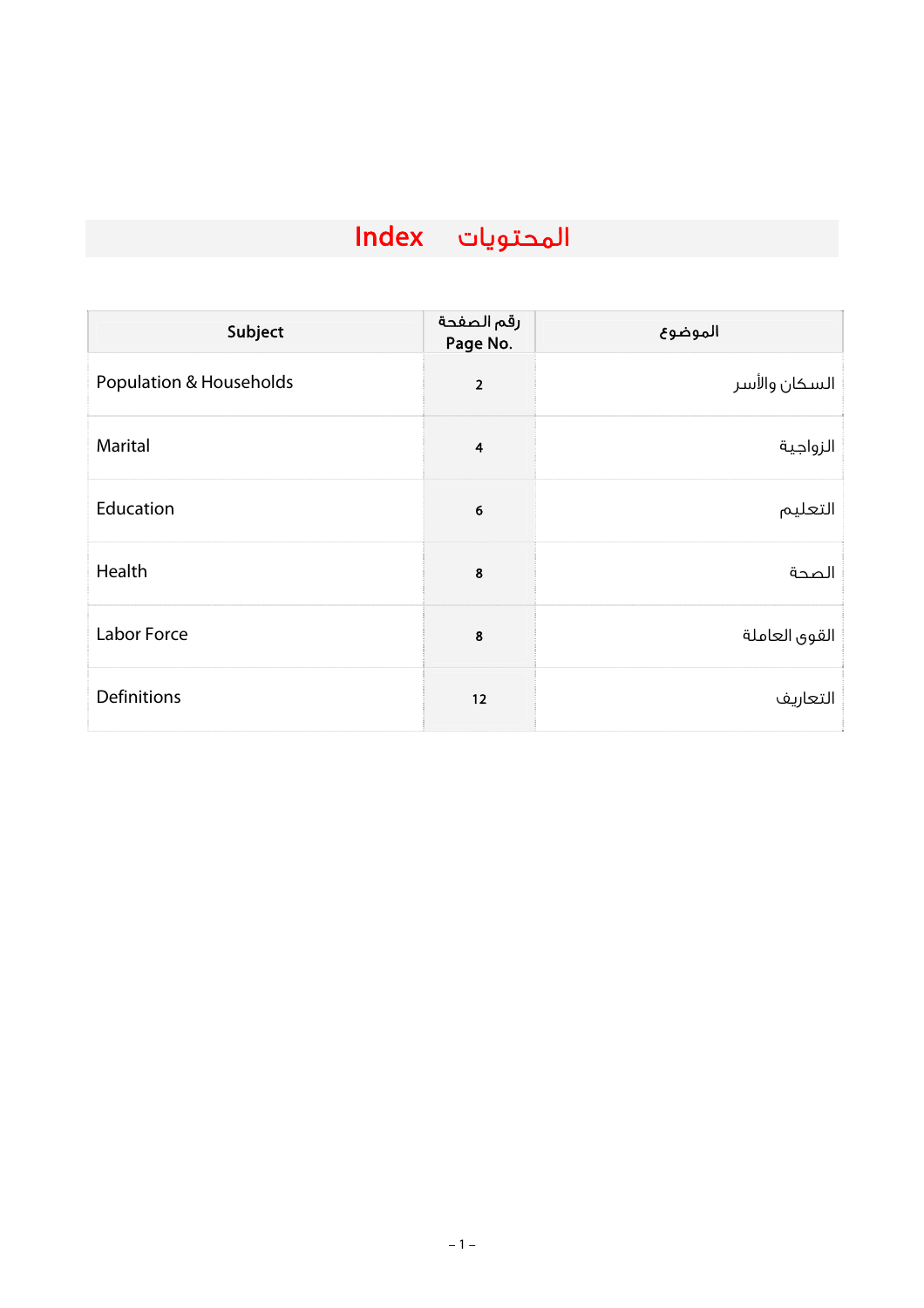# Index المحتويات

| Subject | رقم الصفحة Page No. | الموضوع |
|---|---|---|
| Population & Households | 2 | السكان والأسر |
| Marital | 4 | الزواجية |
| Education | 6 | التعليم |
| Health | 8 | الصحة |
| Labor Force | 8 | القوى العاملة |
| Definitions | 12 | التعاريف |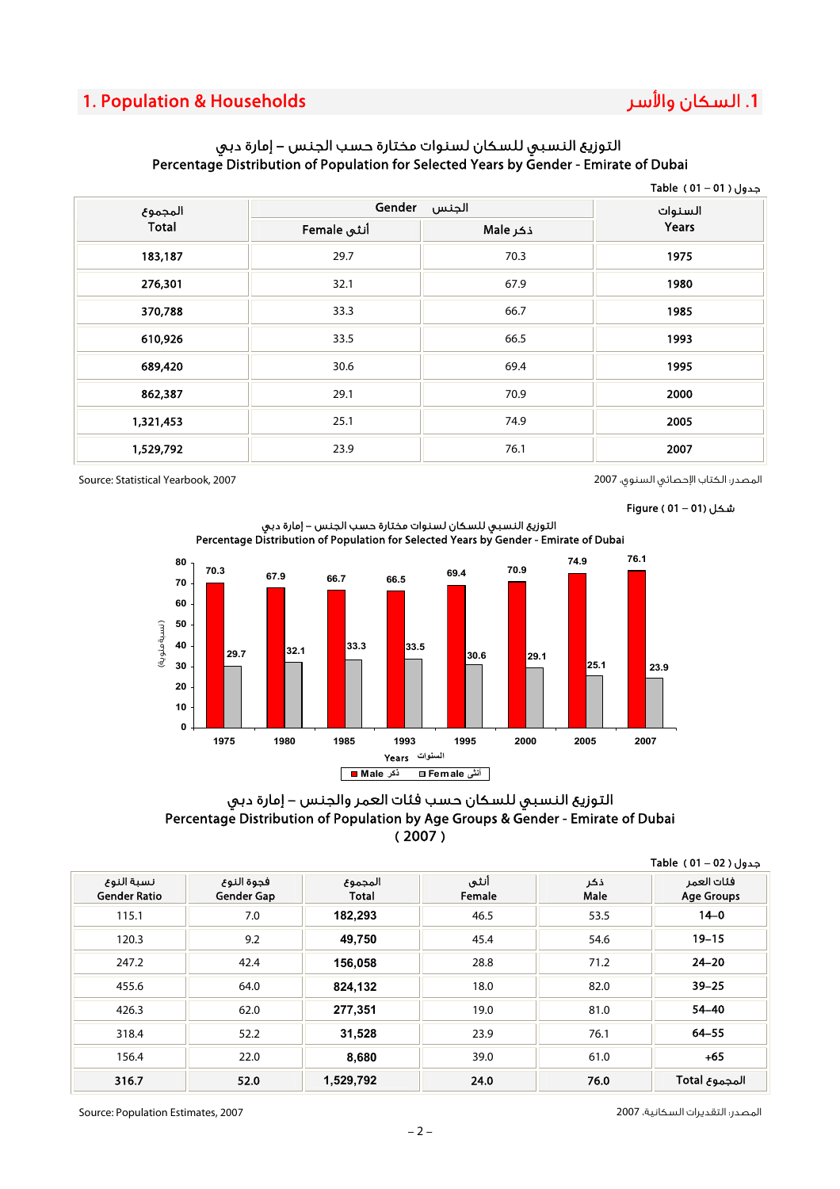# 1. Population & Households

# .1 السـكان والأسر

التوزيع النسبي للسكان لسنوات مختارة حسب الجنس – إمارة دبي

Percentage Distribution of Population for Selected Years by Gender - Emirate of Dubai

Table ( 01 – 01 ) جدول

| المجموع Total | الجنس Gender | | السنوات Years |
|---|---|---|---|
| | أنثى Female | ذكر Male | |
| **183,187** | 29.7 | 70.3 | **1975** |
| **276,301** | 32.1 | 67.9 | **1980** |
| **370,788** | 33.3 | 66.7 | **1985** |
| **610,926** | 33.5 | 66.5 | **1993** |
| **689,420** | 30.6 | 69.4 | **1995** |
| **862,387** | 29.1 | 70.9 | **2000** |
| **1,321,453** | 25.1 | 74.9 | **2005** |
| **1,529,792** | 23.9 | 76.1 | **2007** |

Source: Statistical Yearbook, 2007

المصدر: الكتاب الإحصائي السنوي 2007

Figure ( 01 – 01) شكل

التوزيع النسبي للسكان لسنوات مختارة حسب الجنس – إمارة دبي

Percentage Distribution of Population for Selected Years by Gender - Emirate of Dubai

(نسبة مئوية)

80
70
60
50
40
30
20
10
0

70.3 29.7 67.9 32.1 66.7 33.3 66.5 33.5 69.4 30.6 70.9 29.1 74.9 25.1 76.1 23.9

1975 1980 1985 1993 1995 2000 2005 2007

Years السنوات

Male ذكر Female أنثى

التوزيع النسبي للسكان حسب فئات العمر والجنس – إمارة دبي

Percentage Distribution of Population by Age Groups & Gender - Emirate of Dubai

( 2007 )

Table ( 01 – 02 ) جدول

| نسبة النوع Gender Ratio | فجوة النوع Gender Gap | المجموع Total | أنثى Female | ذكر Male | فئات العمر Age Groups |
|---|---|---|---|---|---|
| 115.1 | 7.0 | **182,293** | 46.5 | 53.5 | **14–0** |
| 120.3 | 9.2 | **49,750** | 45.4 | 54.6 | **19–15** |
| 247.2 | 42.4 | **156,058** | 28.8 | 71.2 | **24–20** |
| 455.6 | 64.0 | **824,132** | 18.0 | 82.0 | **39–25** |
| 426.3 | 62.0 | **277,351** | 19.0 | 81.0 | **54–40** |
| 318.4 | 52.2 | **31,528** | 23.9 | 76.1 | **64–55** |
| 156.4 | 22.0 | **8,680** | 39.0 | 61.0 | **+65** |
| **316.7** | **52.0** | **1,529,792** | **24.0** | **76.0** | **Total المجموع** |

Source: Population Estimates, 2007

المصدر: التقديرات السكانية 2007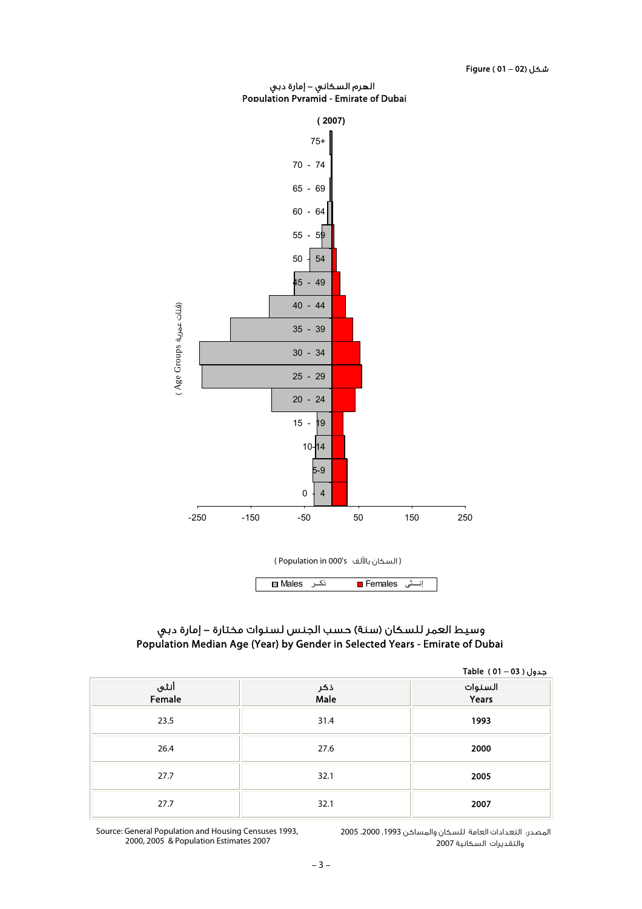Figure ( 01 – 02) شكل

الهرم السكاني – إمارة دبي
Population Pyramid - Emirate of Dubai

( 2007)

75+
70 - 74
65 - 69
60 - 64
55 - 59
50 - 54
45 - 49
40 - 44
35 - 39
30 - 34
25 - 29
20 - 24
15 - 19
10-14
5-9
0 - 4

( Age Groups فئات عمرية)

-250 -150 -50 50 150 250

( Population in 000's السكان بالألف )

Males ذكـر Females إنـثى

## وسيط العمر للسكان (سنة) حسب الجنس لسنوات مختارة – إمارة دبي
## Population Median Age (Year) by Gender in Selected Years - Emirate of Dubai

Table ( 01 – 03 ) جدول

| أنثى Female | ذكر Male | السنوات Years |
|---|---|---|
| 23.5 | 31.4 | **1993** |
| 26.4 | 27.6 | **2000** |
| 27.7 | 32.1 | **2005** |
| 27.7 | 32.1 | **2007** |

Source: General Population and Housing Censuses 1993, 2000, 2005 & Population Estimates 2007

المصدر: التعدادات العامة للسكان والمساكن 1993، 2000، 2005 والتقديرات السكانية 2007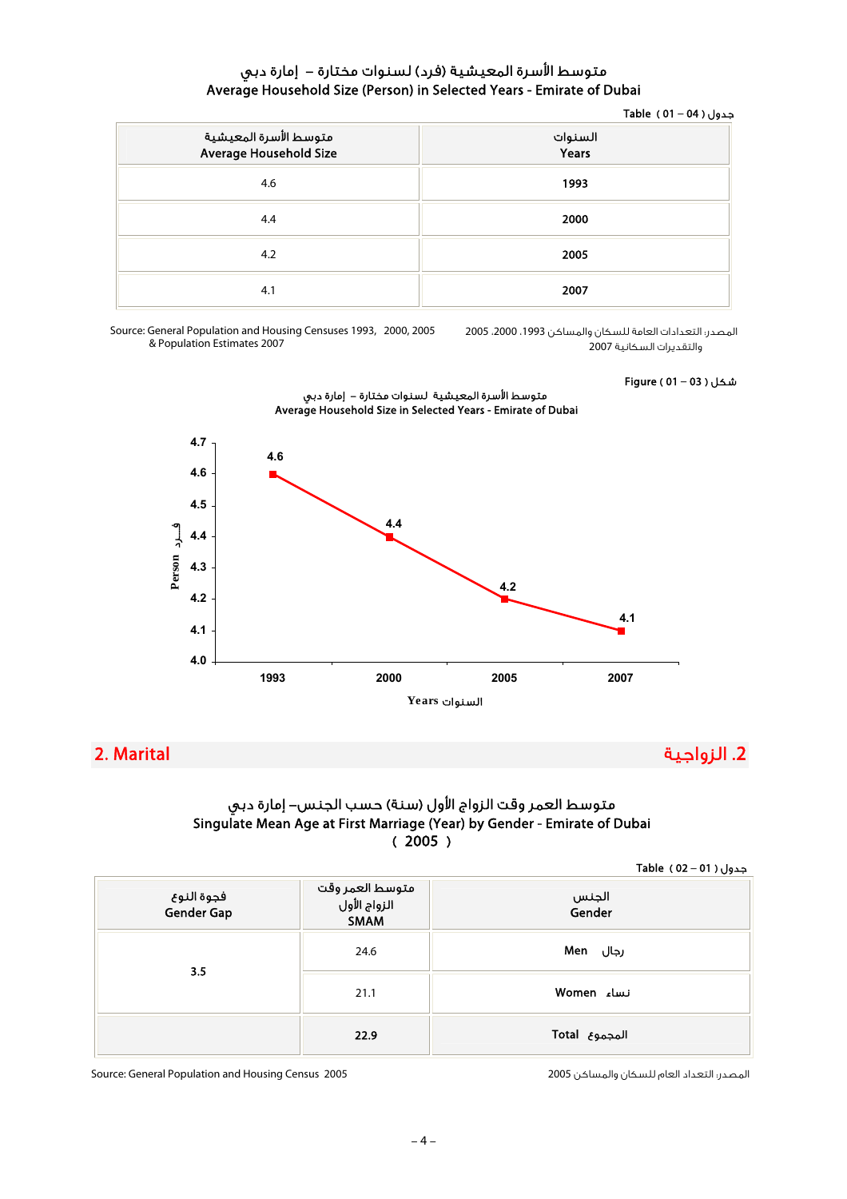### متوسط الأسرة المعيشية (فرد) لسنوات مختارة – إمارة دبي
### Average Household Size (Person) in Selected Years - Emirate of Dubai

Table ( 01 – 04 ) جدول

| متوسط الأسرة المعيشية<br>Average Household Size | السنوات<br>Years |
|---|---|
| 4.6 | **1993** |
| 4.4 | **2000** |
| 4.2 | **2005** |
| 4.1 | **2007** |

Source: General Population and Housing Censuses 1993, 2000, 2005 & Population Estimates 2007

المصدر: التعدادات العامة للسكان والمساكن 1993، 2000، 2005 والتقديرات السكانية 2007

Figure ( 01 – 03 ) شكل

متوسط الأسرة المعيشية لسنوات مختارة – إمارة دبي
Average Household Size in Selected Years - Emirate of Dubai

4.7
4.6
4.5
4.4
4.3
4.2
4.1
4.0

فـــرد Person

4.6
4.4
4.2
4.1

1993
2000
2005
2007

Years السنوات

## 2. Marital — الزواجية .2

### متوسط العمر وقت الزواج الأول (سنة) حسب الجنس– إمارة دبي
### Singulate Mean Age at First Marriage (Year) by Gender - Emirate of Dubai
### ( 2005 )

Table ( 02 – 01 ) جدول

| فجوة النوع<br>Gender Gap | متوسط العمر وقت الزواج الأول<br>SMAM | الجنس<br>Gender |
|---|---|---|
| **3.5** | 24.6 | **Men رجال** |
| | 21.1 | **Women نساء** |
| | **22.9** | **Total المجموع** |

Source: General Population and Housing Census 2005

المصدر: التعداد العام للسكان والمساكن 2005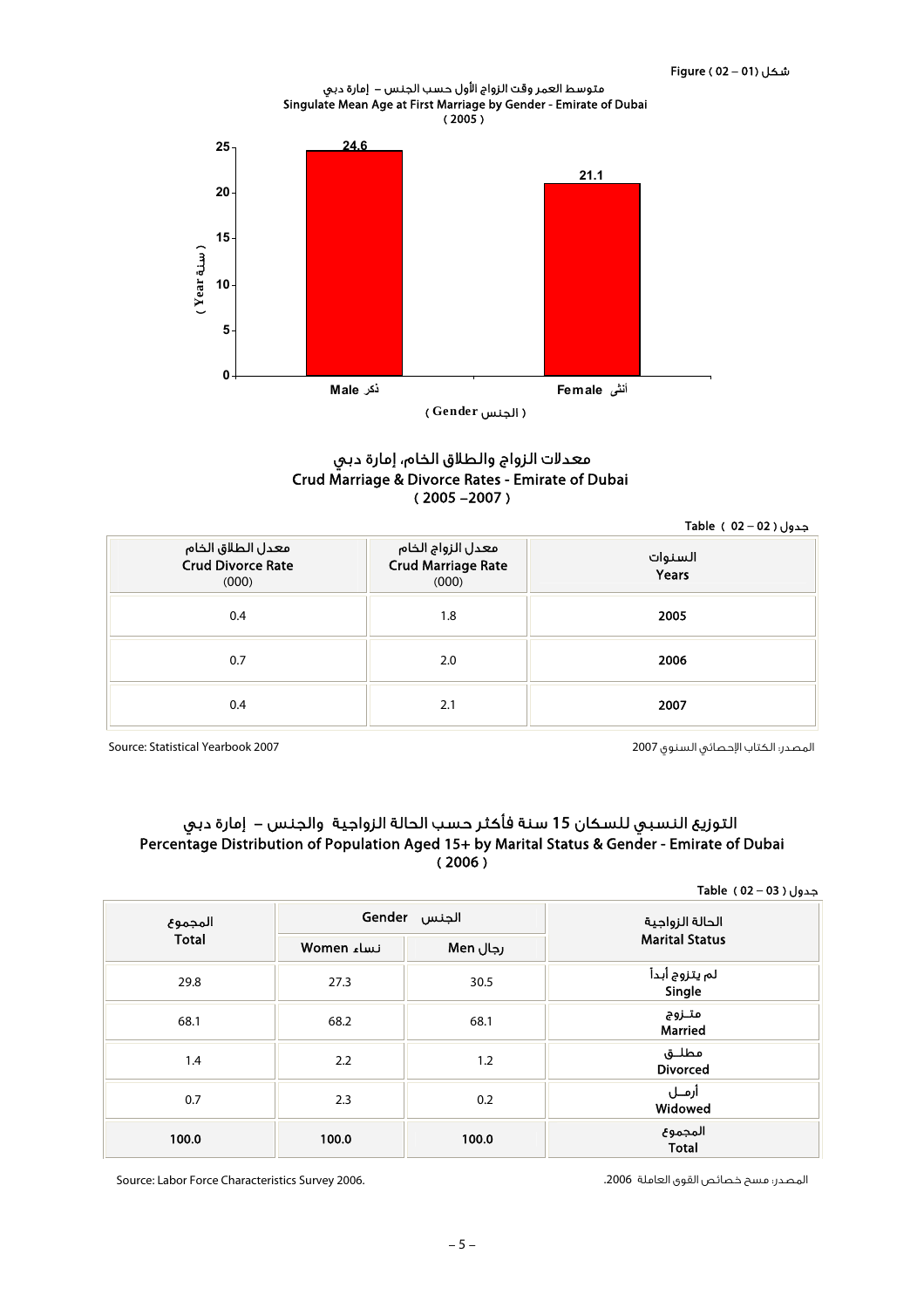Figure ( 02 – 01) شكل

متوسط العمر وقت الزواج الأول حسب الجنس – إمارة دبي
Singulate Mean Age at First Marriage by Gender - Emirate of Dubai
( 2005 )

25
20
15
10
5
0

( Year سنة )

24.6
21.1

Male ذكر
Female أنثى

( Gender الجنس )

## معدلات الزواج والطلاق الخام، إمارة دبي
## Crud Marriage & Divorce Rates - Emirate of Dubai
## ( 2005 –2007 )

Table ( 02 – 02 ) جدول

| معدل الطلاق الخام<br>Crud Divorce Rate<br>(000) | معدل الزواج الخام<br>Crud Marriage Rate<br>(000) | السنوات<br>Years |
|---|---|---|
| 0.4 | 1.8 | **2005** |
| 0.7 | 2.0 | **2006** |
| 0.4 | 2.1 | **2007** |

Source: Statistical Yearbook 2007 — المصدر: الكتاب الإحصائي السنوي 2007

## التوزيع النسبي للسكان 15 سنة فأكثر حسب الحالة الزواجية والجنس – إمارة دبي
## Percentage Distribution of Population Aged 15+ by Marital Status & Gender - Emirate of Dubai
## ( 2006 )

Table ( 02 – 03 ) جدول

| المجموع<br>Total | Gender الجنس | | الحالة الزواجية<br>Marital Status |
|---|---|---|---|
| | Women نساء | Men رجال | |
| 29.8 | 27.3 | 30.5 | لم يتزوج أبداً<br>Single |
| 68.1 | 68.2 | 68.1 | متـزوج<br>Married |
| 1.4 | 2.2 | 1.2 | مطلـق<br>Divorced |
| 0.7 | 2.3 | 0.2 | أرمـل<br>Widowed |
| **100.0** | **100.0** | **100.0** | المجموع<br>Total |

Source: Labor Force Characteristics Survey 2006. — المصدر: مسح خصائص القوى العاملة 2006.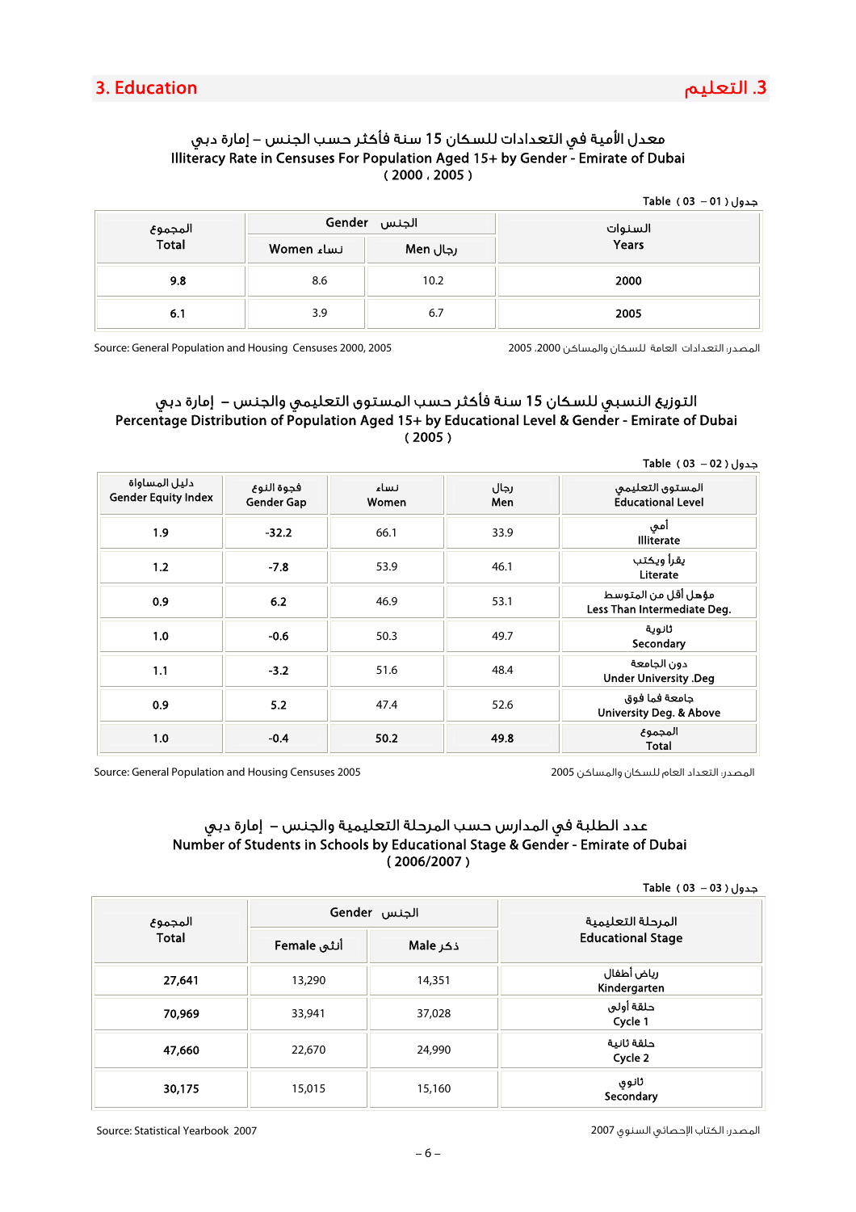## 3. Education

## 3. التعليم

### معدل الأمية في التعدادات للسكان 15 سنة فأكثر حسب الجنس – إمارة دبي
### Illiteracy Rate in Censuses For Population Aged 15+ by Gender - Emirate of Dubai
### ( 2000 ، 2005 )

Table ( 03 – 01 ) جدول

| المجموع Total | Gender الجنس | | السنوات Years |
|---|---|---|---|
| | Women نساء | Men رجال | |
| **9.8** | 8.6 | 10.2 | **2000** |
| **6.1** | 3.9 | 6.7 | **2005** |

Source: General Population and Housing Censuses 2000, 2005

المصدر: التعدادات العامة للسكان والمساكن 2000، 2005

### التوزيع النسبي للسكان 15 سنة فأكثر حسب المستوى التعليمي والجنس – إمارة دبي
### Percentage Distribution of Population Aged 15+ by Educational Level & Gender - Emirate of Dubai
### ( 2005 )

Table ( 03 – 02 ) جدول

| دليل المساواة Gender Equity Index | فجوة النوع Gender Gap | نساء Women | رجال Men | المستوى التعليمي Educational Level |
|---|---|---|---|---|
| **1.9** | **-32.2** | 66.1 | 33.9 | أمي Illiterate |
| **1.2** | **-7.8** | 53.9 | 46.1 | يقرأ ويكتب Literate |
| **0.9** | **6.2** | 46.9 | 53.1 | مؤهل أقل من المتوسط Less Than Intermediate Deg. |
| **1.0** | **-0.6** | 50.3 | 49.7 | ثانوية Secondary |
| **1.1** | **-3.2** | 51.6 | 48.4 | دون الجامعة Under University .Deg |
| **0.9** | **5.2** | 47.4 | 52.6 | جامعة فما فوق University Deg. & Above |
| **1.0** | **-0.4** | **50.2** | **49.8** | المجموع Total |

Source: General Population and Housing Censuses 2005

المصدر: التعداد العام للسكان والمساكن 2005

### عدد الطلبة في المدارس حسب المرحلة التعليمية والجنس – إمارة دبي
### Number of Students in Schools by Educational Stage & Gender - Emirate of Dubai
### ( 2006/2007 )

Table ( 03 – 03 ) جدول

| المجموع Total | Gender الجنس | | المرحلة التعليمية Educational Stage |
|---|---|---|---|
| | Female أنثى | Male ذكر | |
| **27,641** | 13,290 | 14,351 | رياض أطفال Kindergarten |
| **70,969** | 33,941 | 37,028 | حلقة أولى Cycle 1 |
| **47,660** | 22,670 | 24,990 | حلقة ثانية Cycle 2 |
| **30,175** | 15,015 | 15,160 | ثانوي Secondary |

Source: Statistical Yearbook 2007

المصدر: الكتاب الإحصائي السنوي 2007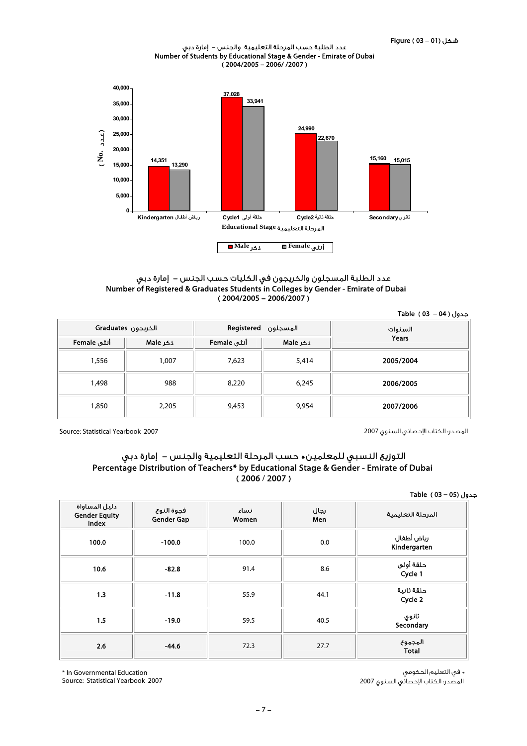شكل (01 – 03) Figure ( 03 – 01)

عدد الطلبة حسب المرحلة التعليمية والجنس – إمارة دبي
Number of Students by Educational Stage & Gender - Emirate of Dubai
( 2004/2005 – 2006/ /2007 )

| Educational Stage المرحلة التعليمية | Male ذكر | Female أنثى |
|---|---|---|
| Kindergarten رياض أطفال | 14,351 | 13,290 |
| Cycle1 حلقة أولى | 37,028 | 33,941 |
| Cycle2 حلقة ثانية | 24,990 | 22,670 |
| Secondary ثانوي | 15,160 | 15,015 |

## عدد الطلبة المسجلون والخريجون في الكليات حسب الجنس – إمارة دبي
## Number of Registered & Graduates Students in Colleges by Gender - Emirate of Dubai
## ( 2004/2005 – 2006/2007 )

جدول ( 04 – 03 ) Table

| Graduates الخريجون | | Registered المسجلون | | السنوات Years |
|---|---|---|---|---|
| Female أنثى | Male ذكر | Female أنثى | Male ذكر | |
| 1,556 | 1,007 | 7,623 | 5,414 | **2005/2004** |
| 1,498 | 988 | 8,220 | 6,245 | **2006/2005** |
| 1,850 | 2,205 | 9,453 | 9,954 | **2007/2006** |

Source: Statistical Yearbook 2007

المصدر: الكتاب الإحصائي السنوي 2007

## التوزيع النسبي للمعلمين* حسب المرحلة التعليمية والجنس – إمارة دبي
## Percentage Distribution of Teachers* by Educational Stage & Gender - Emirate of Dubai
## ( 2006 / 2007 )

جدول (05 – 03 ) Table

| دليل المساواة Gender Equity Index | فجوة النوع Gender Gap | نساء Women | رجال Men | المرحلة التعليمية |
|---|---|---|---|---|
| **100.0** | **-100.0** | 100.0 | 0.0 | رياض أطفال **Kindergarten** |
| **10.6** | **-82.8** | 91.4 | 8.6 | حلقة أولى **Cycle 1** |
| **1.3** | **-11.8** | 55.9 | 44.1 | حلقة ثانية **Cycle 2** |
| **1.5** | **-19.0** | 59.5 | 40.5 | ثانوي **Secondary** |
| **2.6** | **-44.6** | 72.3 | 27.7 | المجموع **Total** |

* In Governmental Education
Source: Statistical Yearbook 2007

* في التعليم الحكومي
المصدر: الكتاب الإحصائي السنوي 2007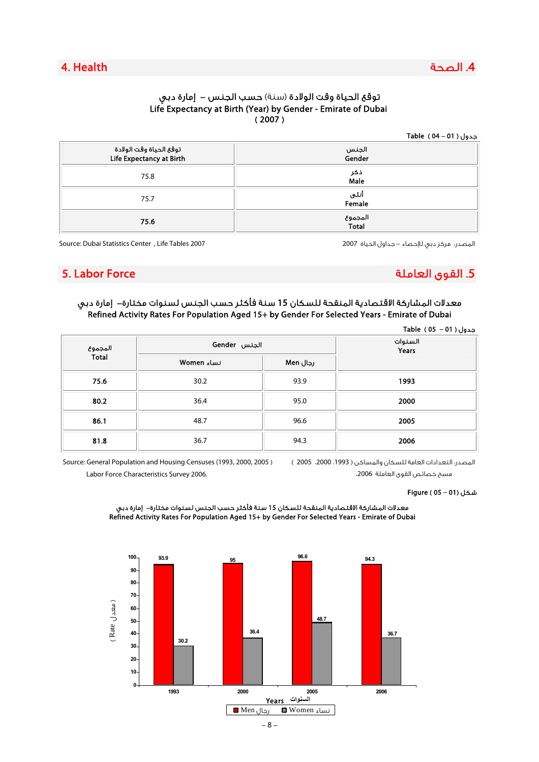## 4. Health

## 4. الصحة

### توقع الحياة وقت الولادة (سنة) حسب الجنس – إمارة دبي
### Life Expectancy at Birth (Year) by Gender - Emirate of Dubai
### ( 2007 )

Table ( 04 – 01 ) جدول

| توقع الحياة وقت الولادة<br>Life Expectancy at Birth | الجنس<br>Gender |
|---|---|
| 75.8 | ذكر<br>Male |
| 75.7 | أنثى<br>Female |
| **75.6** | المجموع<br>Total |

Source: Dubai Statistics Center , Life Tables 2007

المصدر: مركز دبي للإحصاء – جداول الحياة 2007

## 5. Labor Force

## 5. القوى العاملة

### معدلات المشاركة الاقتصادية المنقحة للسكان 15 سنة فأكثر حسب الجنس لسنوات مختارة– إمارة دبي
### Refined Activity Rates For Population Aged 15+ by Gender For Selected Years - Emirate of Dubai

Table ( 05 – 01 ) جدول

| المجموع<br>Total | Gender الجنس | | السنوات<br>Years |
|---|---|---|---|
| | Women نساء | Men رجال | |
| **75.6** | 30.2 | 93.9 | **1993** |
| **80.2** | 36.4 | 95.0 | **2000** |
| **86.1** | 48.7 | 96.6 | **2005** |
| **81.8** | 36.7 | 94.3 | **2006** |

Source: General Population and Housing Censuses (1993, 2000, 2005 )
Labor Force Characteristics Survey 2006.

المصدر: التعدادات العامة للسكان والمساكن ( 1993. 2000. 2005 )
مسح خصائص القوى العاملة 2006.

Figure ( 05 – 01) شكل

معدلات المشاركة الاقتصادية المنقحة للسكان 15 سنة فأكثر حسب الجنس لسنوات مختارة– إمارة دبي
Refined Activity Rates For Population Aged 15+ by Gender For Selected Years - Emirate of Dubai

( Rate معدل )

100
90
80
70
60
50
40
30
20
10
0

93.9
30.2
95
36.4
96.6
48.7
94.3
36.7

1993
2000
2005
2006

Years السنوات

Men رجال
Women نساء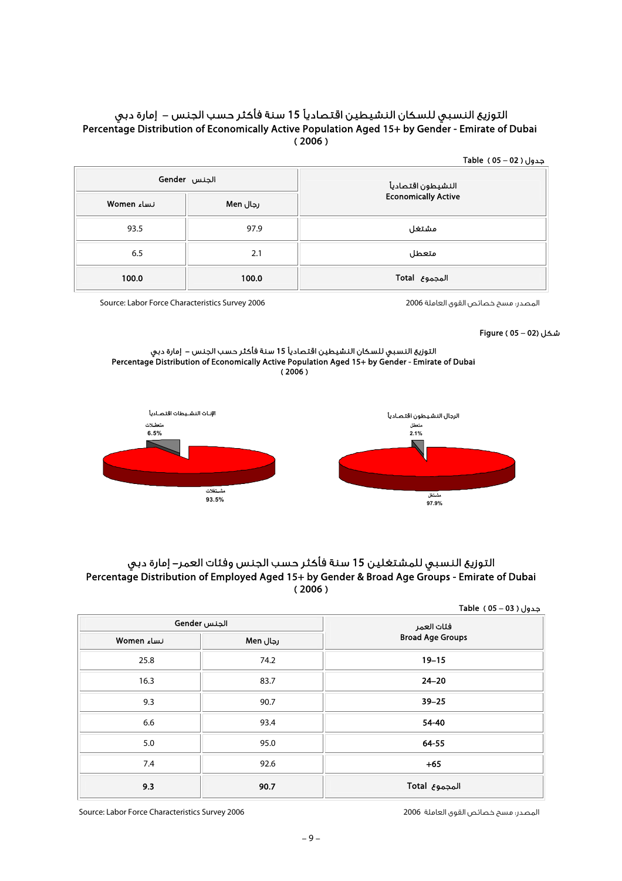## التوزيع النسبي للسكان النشيطين اقتصادياً 15 سنة فأكثر حسب الجنس – إمارة دبي
## Percentage Distribution of Economically Active Population Aged 15+ by Gender - Emirate of Dubai
## ( 2006 )

Table ( 05 – 02 ) جدول

| Gender الجنس | | النشيطون اقتصادياً Economically Active |
|---|---|---|
| Women نساء | Men رجال | |
| 93.5 | 97.9 | مشتغل |
| 6.5 | 2.1 | متعطل |
| **100.0** | **100.0** | **Total المجموع** |

Source: Labor Force Characteristics Survey 2006

المصدر: مسح خصائص القوى العاملة 2006

Figure ( 05 – 02) شكل

التوزيع النسبي للسكان النشيطين اقتصادياً 15 سنة فأكثر حسب الجنس – إمارة دبي
Percentage Distribution of Economically Active Population Aged 15+ by Gender - Emirate of Dubai
( 2006 )

الإناث النشيطات اقتصادياً

متعطلات
6.5%

مشتغلات
93.5%

الرجال النشيطون اقتصادياً

متعطل
2.1%

مشتغل
97.9%

## التوزيع النسبي للمشتغلين 15 سنة فأكثر حسب الجنس وفئات العمر– إمارة دبي
## Percentage Distribution of Employed Aged 15+ by Gender & Broad Age Groups - Emirate of Dubai
## ( 2006 )

Table ( 05 – 03 ) جدول

| Gender الجنس | | فئات العمر Broad Age Groups |
|---|---|---|
| Women نساء | Men رجال | |
| 25.8 | 74.2 | **19–15** |
| 16.3 | 83.7 | **24–20** |
| 9.3 | 90.7 | **39–25** |
| 6.6 | 93.4 | **54-40** |
| 5.0 | 95.0 | **64-55** |
| 7.4 | 92.6 | **+65** |
| **9.3** | **90.7** | **Total المجموع** |

Source: Labor Force Characteristics Survey 2006

المصدر: مسح خصائص القوى العاملة 2006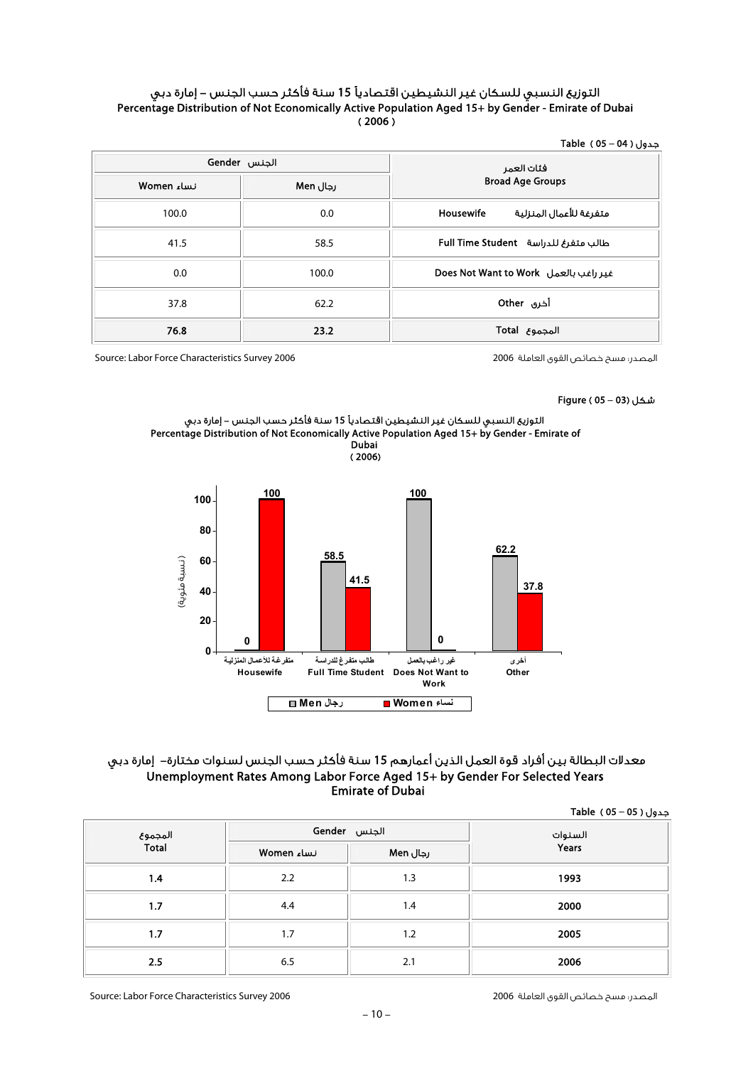## التوزيع النسبي للسكان غير النشيطين اقتصادياً 15 سنة فأكثر حسب الجنس – إمارة دبي
## Percentage Distribution of Not Economically Active Population Aged 15+ by Gender - Emirate of Dubai
## ( 2006 )

جدول ( 05 – 04 ) Table

| Women نساء | Men رجال | فئات العمر Broad Age Groups |
|---|---|---|
| | Gender الجنس | |
| 100.0 | 0.0 | Housewife متفرغة للأعمال المنزلية |
| 41.5 | 58.5 | Full Time Student طالب متفرغ للدراسة |
| 0.0 | 100.0 | Does Not Want to Work غير راغب بالعمل |
| 37.8 | 62.2 | Other أخرى |
| **76.8** | **23.2** | **Total المجموع** |

Source: Labor Force Characteristics Survey 2006

المصدر: مسح خصائص القوى العاملة 2006

شكل (03 – 05) Figure

التوزيع النسبي للسكان غير النشيطين اقتصادياً 15 سنة فأكثر حسب الجنس – إمارة دبي
Percentage Distribution of Not Economically Active Population Aged 15+ by Gender - Emirate of Dubai
( 2006)

(نسبة مئوية)

0
100
58.5
41.5
100
0
62.2
37.8

متفرغة للأعمال المنزلية Housewife
طالب متفرغ للدراسة Full Time Student
غير راغب بالعمل Does Not Want to Work
أخرى Other

Men رجال
Women نساء

## معدلات البطالة بين أفراد قوة العمل الذين أعمارهم 15 سنة فأكثر حسب الجنس لسنوات مختارة– إمارة دبي
## Unemployment Rates Among Labor Force Aged 15+ by Gender For Selected Years
## Emirate of Dubai

جدول ( 05 – 05 ) Table

| المجموع Total | Women نساء | Men رجال | السنوات Years |
|---|---|---|---|
| | Gender الجنس | | |
| **1.4** | 2.2 | 1.3 | **1993** |
| **1.7** | 4.4 | 1.4 | **2000** |
| **1.7** | 1.7 | 1.2 | **2005** |
| **2.5** | 6.5 | 2.1 | **2006** |

Source: Labor Force Characteristics Survey 2006

المصدر: مسح خصائص القوى العاملة 2006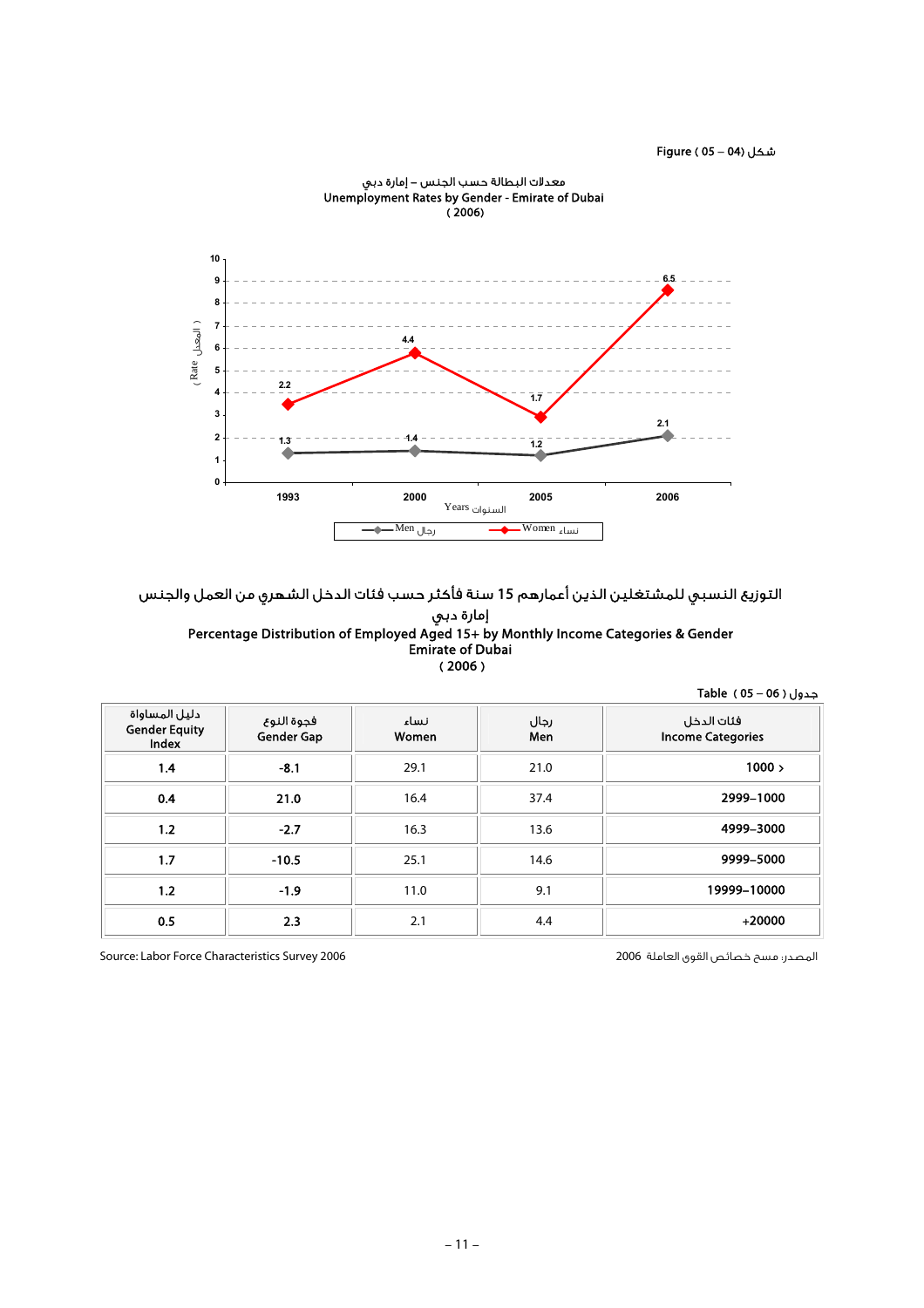Figure ( 05 – 04) شكل

معدلات البطالة حسب الجنس – إمارة دبي
Unemployment Rates by Gender - Emirate of Dubai
( 2006)

( المعدل Rate )

10
9
8
7
6
5
4
3
2
1
0

2.2
4.4
1.7
6.5
1.3
1.4
1.2
2.1

1993
2000
2005
2006

Years السنوات

Men رجال
Women نساء

## التوزيع النسبي للمشتغلين الذين أعمارهم 15 سنة فأكثر حسب فئات الدخل الشهري من العمل والجنس
## إمارة دبي
## Percentage Distribution of Employed Aged 15+ by Monthly Income Categories & Gender
## Emirate of Dubai
## ( 2006 )

Table ( 05 – 06 ) جدول

| دليل المساواة Gender Equity Index | فجوة النوع Gender Gap | نساء Women | رجال Men | فئات الدخل Income Categories |
|---|---|---|---|---|
| 1.4 | -8.1 | 29.1 | 21.0 | 1000 > |
| 0.4 | 21.0 | 16.4 | 37.4 | 2999–1000 |
| 1.2 | -2.7 | 16.3 | 13.6 | 4999–3000 |
| 1.7 | -10.5 | 25.1 | 14.6 | 9999–5000 |
| 1.2 | -1.9 | 11.0 | 9.1 | 19999–10000 |
| 0.5 | 2.3 | 2.1 | 4.4 | +20000 |

Source: Labor Force Characteristics Survey 2006

المصدر: مسح خصائص القوى العاملة 2006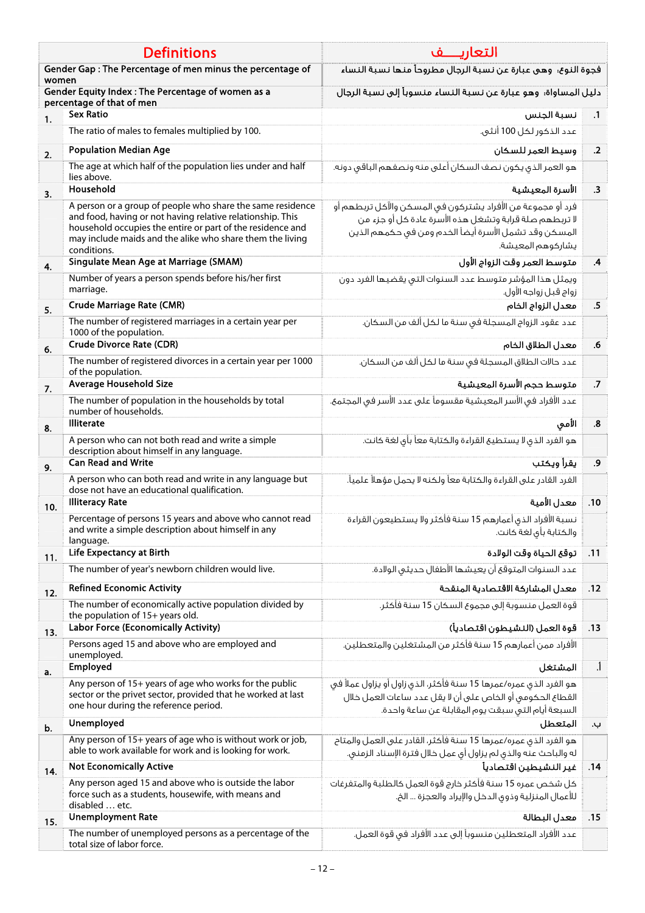| | Definitions | التعاريــــف | |
|---|---|---|---|
| | Gender Gap : The Percentage of men minus the percentage of women | فجوة النوع: وهي عبارة عن نسبة الرجال مطروحا منها نسبة النساء | |
| | Gender Equity Index : The Percentage of women as a percentage of that of men | دليل المساواة: وهو عبارة عن نسبة النساء منسوباً إلى نسبة الرجال | |
| 1. | Sex Ratio | نسبة الجنس | .1 |
| | The ratio of males to females multiplied by 100. | عدد الذكور لكل 100 أنثى. | |
| 2. | Population Median Age | وسيط العمر للسكان | .2 |
| | The age at which half of the population lies under and half lies above. | هو العمر الذي يكون نصف السكان أعلى منه ونصفهم الباقي دونه. | |
| 3. | Household | الأسرة المعيشية | .3 |
| | A person or a group of people who share the same residence and food, having or not having relative relationship. This household occupies the entire or part of the residence and may include maids and the alike who share them the living conditions. | فرد أو مجموعة من الأفراد يشتركون في المسكن والأكل تربطهم أو لا تربطهم صلة قرابة وتشغل هذه الأسرة عادة كل أو جزء من المسكن وقد تشمل الأسرة أيضاً الخدم ومن في حكمهم الذين يشاركونهم المعيشة. | |
| 4. | Singulate Mean Age at Marriage (SMAM) | متوسط العمر وقت الزواج الأول | .4 |
| | Number of years a person spends before his/her first marriage. | ويمثل هذا المؤشر متوسط عدد السنوات التي يقضيها الفرد دون زواج قبل زواجه الأول. | |
| 5. | Crude Marriage Rate (CMR) | معدل الزواج الخام | .5 |
| | The number of registered marriages in a certain year per 1000 of the population. | عدد عقود الزواج المسجلة في سنة ما لكل ألف من السكان. | |
| 6. | Crude Divorce Rate (CDR) | معدل الطلاق الخام | .6 |
| | The number of registered divorces in a certain year per 1000 of the population. | عدد حالات الطلاق المسجلة في سنة ما لكل ألف من السكان. | |
| 7. | Average Household Size | متوسط حجم الأسرة المعيشية | .7 |
| | The number of population in the households by total number of households. | عدد الأفراد في الأسر المعيشية مقسوماً على عدد الأسر في المجتمع. | |
| 8. | Illiterate | الأمي | .8 |
| | A person who can not both read and write a simple description about himself in any language. | هو الفرد الذي لا يستطيع القراءة والكتابة معاً بأي لغة كانت. | |
| 9. | Can Read and Write | يقرأ ويكتب | .9 |
| | A person who can both read and write in any language but dose not have an educational qualification. | الفرد القادر على القراءة والكتابة معاً ولكنه لا يحمل مؤهلاً علمياً. | |
| 10. | Illiteracy Rate | معدل الأمية | .10 |
| | Percentage of persons 15 years and above who cannot read and write a simple description about himself in any language. | نسبة الأفراد الذي أعمارهم 15 سنة فأكثر ولا يستطيعون القراءة والكتابة بأي لغة كانت. | |
| 11. | Life Expectancy at Birth | توقع الحياة وقت الولادة | .11 |
| | The number of year's newborn children would live. | عدد السنوات المتوقع أن يعيشها الأطفال حديثي الولادة. | |
| 12. | Refined Economic Activity | معدل المشاركة الاقتصادية المنقح | .12 |
| | The number of economically active population divided by the population of 15+ years old. | قوة العمل منسوبة إلى مجموع السكان 15 سنة فأكثر. | |
| 13. | Labor Force (Economically Activity) | قوة العمل (النشيطون اقتصادياً) | .13 |
| | Persons aged 15 and above who are employed and unemployed. | الأفراد ممن أعمارهم 15 سنة فأكثر من المشتغلين والمتعطلين. | |
| a. | Employed | المشتغل | أ. |
| | Any person of 15+ years of age who works for the public sector or the privet sector, provided that he worked at last one hour during the reference period. | هو الفرد الذي عمره/عمرها 15 سنة فأكثر، الذي زاول أو يزاول عملاً في القطاع الحكومي أو الخاص على أن لا يقل عدد ساعات العمل خلال السبعة أيام التي تسبق يوم المقابلة عن ساعة واحدة. | |
| b. | Unemployed | المتعطل | ب. |
| | Any person of 15+ years of age who is without work or job, able to work available for work and is looking for work. | هو الفرد الذي عمره/عمرها 15 سنة فأكثر، القادر على العمل والمتاح له والباحث عنه والذي لم يزاول أي عمل خلال فترة الإسناد الزمني. | |
| 14. | Not Economically Active | غير النشيطين اقتصادياً | .14 |
| | Any person aged 15 and above who is outside the labor force such as a students, housewife, with means and disabled … etc. | كل شخص عمره 15 سنة فأكثر خارج قوة العمل كالطلبة والمتفرغات للأعمال المنزلية وذوي الدخل والإيراد والعجزة ... الخ. | |
| 15. | Unemployment Rate | معدل البطالة | .15 |
| | The number of unemployed persons as a percentage of the total size of labor force. | عدد الأفراد المتعطلين منسوباً إلى عدد الأفراد في قوة العمل. | |